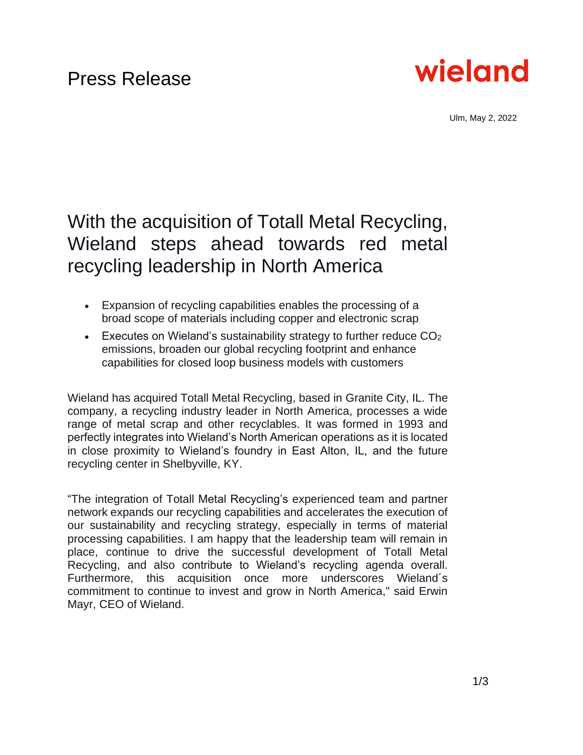Press Release

wieland

Ulm, May 2, 2022

# With the acquisition of Totall Metal Recycling, Wieland steps ahead towards red metal recycling leadership in North America

- Expansion of recycling capabilities enables the processing of a broad scope of materials including copper and electronic scrap
- Executes on Wieland's sustainability strategy to further reduce $CO_2$ emissions, broaden our global recycling footprint and enhance capabilities for closed loop business models with customers

Wieland has acquired Totall Metal Recycling, based in Granite City, IL. The company, a recycling industry leader in North America, processes a wide range of metal scrap and other recyclables. It was formed in 1993 and perfectly integrates into Wieland's North American operations as it is located in close proximity to Wieland's foundry in East Alton, IL, and the future recycling center in Shelbyville, KY.

"The integration of Totall Metal Recycling's experienced team and partner network expands our recycling capabilities and accelerates the execution of our sustainability and recycling strategy, especially in terms of material processing capabilities. I am happy that the leadership team will remain in place, continue to drive the successful development of Totall Metal Recycling, and also contribute to Wieland's recycling agenda overall. Furthermore, this acquisition once more underscores Wieland´s commitment to continue to invest and grow in North America," said Erwin Mayr, CEO of Wieland.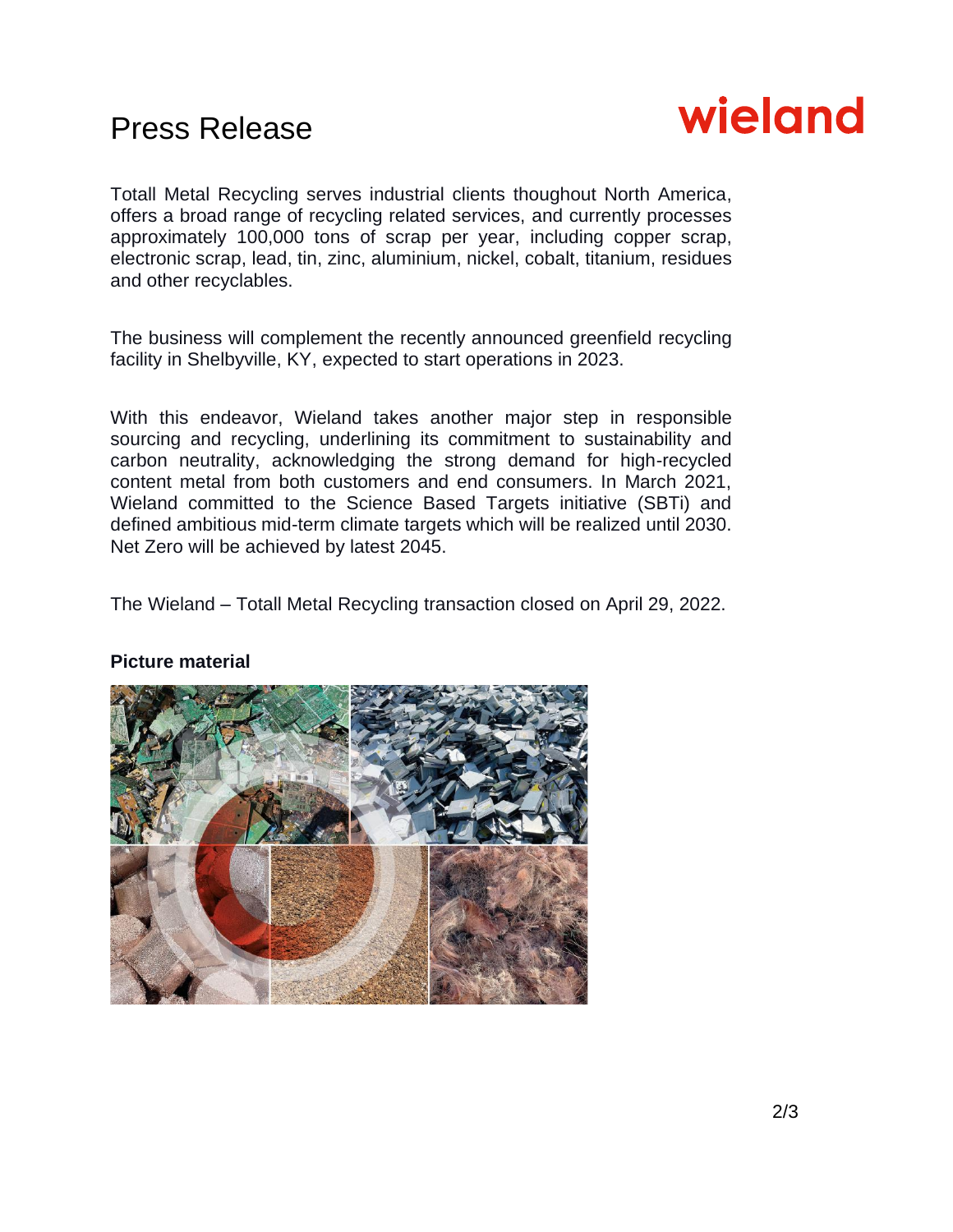Totall Metal Recycling serves industrial clients thoughout North America, offers a broad range of recycling related services, and currently processes approximately 100,000 tons of scrap per year, including copper scrap, electronic scrap, lead, tin, zinc, aluminium, nickel, cobalt, titanium, residues and other recyclables.

The business will complement the recently announced greenfield recycling facility in Shelbyville, KY, expected to start operations in 2023.

With this endeavor, Wieland takes another major step in responsible sourcing and recycling, underlining its commitment to sustainability and carbon neutrality, acknowledging the strong demand for high-recycled content metal from both customers and end consumers. In March 2021, Wieland committed to the Science Based Targets initiative (SBTi) and defined ambitious mid-term climate targets which will be realized until 2030. Net Zero will be achieved by latest 2045.

The Wieland – Totall Metal Recycling transaction closed on April 29, 2022.

**Picture material**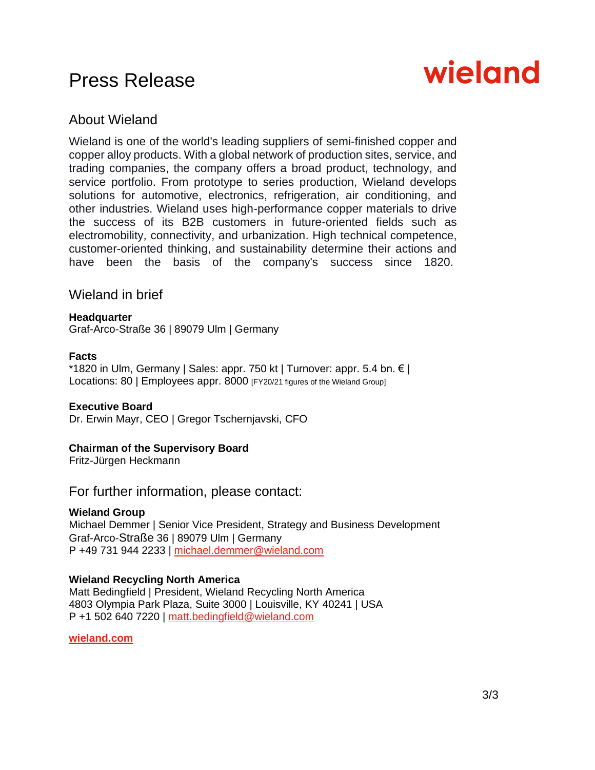# Press Release

## About Wieland

Wieland is one of the world's leading suppliers of semi-finished copper and copper alloy products. With a global network of production sites, service, and trading companies, the company offers a broad product, technology, and service portfolio. From prototype to series production, Wieland develops solutions for automotive, electronics, refrigeration, air conditioning, and other industries. Wieland uses high-performance copper materials to drive the success of its B2B customers in future-oriented fields such as electromobility, connectivity, and urbanization. High technical competence, customer-oriented thinking, and sustainability determine their actions and have been the basis of the company's success since 1820.

## Wieland in brief

**Headquarter**
Graf-Arco-Straße 36 | 89079 Ulm | Germany

**Facts**
*1820 in Ulm, Germany | Sales: appr. 750 kt | Turnover: appr. 5.4 bn. € | Locations: 80 | Employees appr. 8000 [FY20/21 figures of the Wieland Group]

**Executive Board**
Dr. Erwin Mayr, CEO | Gregor Tschernjavski, CFO

**Chairman of the Supervisory Board**
Fritz-Jürgen Heckmann

## For further information, please contact:

**Wieland Group**
Michael Demmer | Senior Vice President, Strategy and Business Development
Graf-Arco-Straße 36 | 89079 Ulm | Germany
P +49 731 944 2233 | michael.demmer@wieland.com

**Wieland Recycling North America**
Matt Bedingfield | President, Wieland Recycling North America
4803 Olympia Park Plaza, Suite 3000 | Louisville, KY 40241 | USA
P +1 502 640 7220 | matt.bedingfield@wieland.com

**wieland.com**